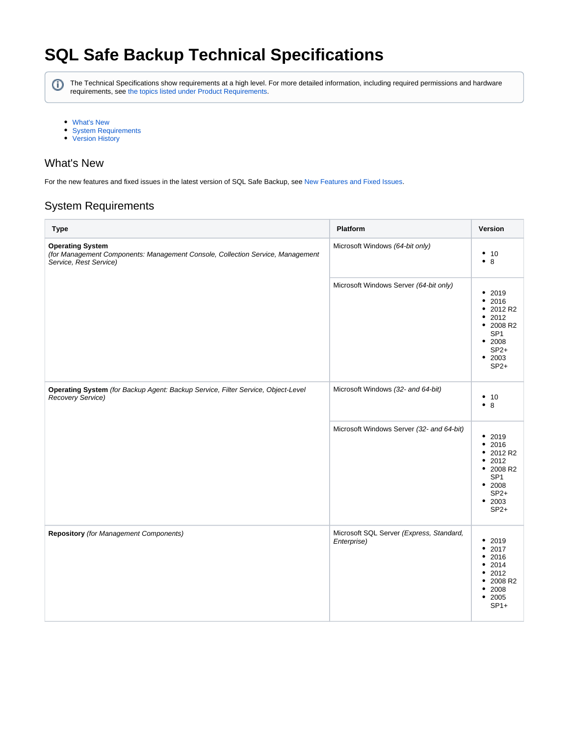# SQL Safe Backup Technical Specifications

The Technical Specifications show requirements at a high level. For more detailed information, including required permissions and hardware requirements, see the topics listed under Product Requirements.

- What's New
- System Requirements
- Version History

## What's New

For the new features and fixed issues in the latest version of SQL Safe Backup, see New Features and Fixed Issues.

## System Requirements

| Type | Platform | Version |
|---|---|---|
| **Operating System** *(for Management Components: Management Console, Collection Service, Management Service, Rest Service)* | Microsoft Windows *(64-bit only)* | • 10<br>• 8 |
| | Microsoft Windows Server *(64-bit only)* | • 2019<br>• 2016<br>• 2012 R2<br>• 2012<br>• 2008 R2 SP1<br>• 2008 SP2+<br>• 2003 SP2+ |
| **Operating System** *(for Backup Agent: Backup Service, Filter Service, Object-Level Recovery Service)* | Microsoft Windows *(32- and 64-bit)* | • 10<br>• 8 |
| | Microsoft Windows Server *(32- and 64-bit)* | • 2019<br>• 2016<br>• 2012 R2<br>• 2012<br>• 2008 R2 SP1<br>• 2008 SP2+<br>• 2003 SP2+ |
| **Repository** *(for Management Components)* | Microsoft SQL Server *(Express, Standard, Enterprise)* | • 2019<br>• 2017<br>• 2016<br>• 2014<br>• 2012<br>• 2008 R2<br>• 2008<br>• 2005 SP1+ |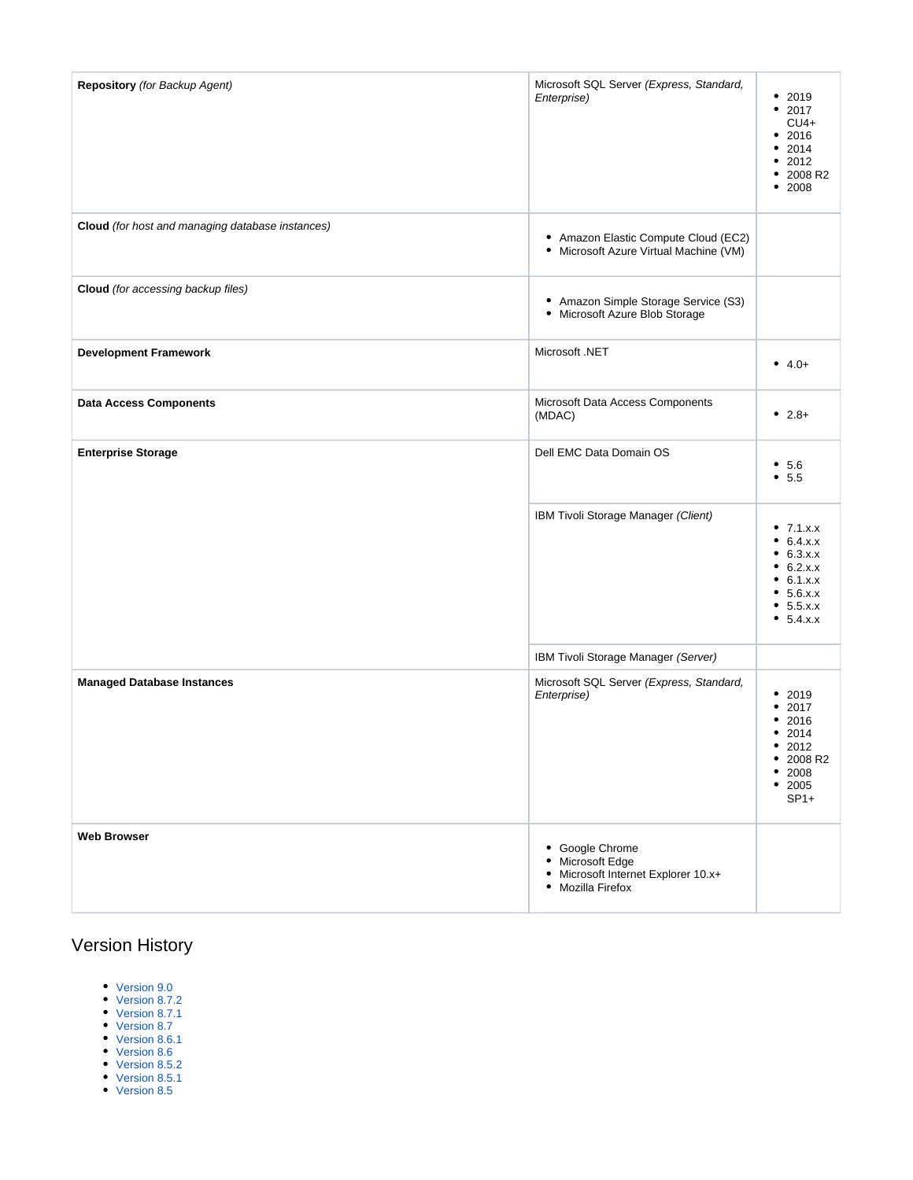| | | |
|---|---|---|
| **Repository** *(for Backup Agent)* | Microsoft SQL Server *(Express, Standard, Enterprise)* | • 2019<br>• 2017 CU4+<br>• 2016<br>• 2014<br>• 2012<br>• 2008 R2<br>• 2008 |
| **Cloud** *(for host and managing database instances)* | • Amazon Elastic Compute Cloud (EC2)<br>• Microsoft Azure Virtual Machine (VM) | |
| **Cloud** *(for accessing backup files)* | • Amazon Simple Storage Service (S3)<br>• Microsoft Azure Blob Storage | |
| **Development Framework** | Microsoft .NET | • 4.0+ |
| **Data Access Components** | Microsoft Data Access Components (MDAC) | • 2.8+ |
| **Enterprise Storage** | Dell EMC Data Domain OS | • 5.6<br>• 5.5 |
| | IBM Tivoli Storage Manager *(Client)* | • 7.1.x.x<br>• 6.4.x.x<br>• 6.3.x.x<br>• 6.2.x.x<br>• 6.1.x.x<br>• 5.6.x.x<br>• 5.5.x.x<br>• 5.4.x.x |
| | IBM Tivoli Storage Manager *(Server)* | |
| **Managed Database Instances** | Microsoft SQL Server *(Express, Standard, Enterprise)* | • 2019<br>• 2017<br>• 2016<br>• 2014<br>• 2012<br>• 2008 R2<br>• 2008<br>• 2005 SP1+ |
| **Web Browser** | • Google Chrome<br>• Microsoft Edge<br>• Microsoft Internet Explorer 10.x+<br>• Mozilla Firefox | |

## Version History

- Version 9.0
- Version 8.7.2
- Version 8.7.1
- Version 8.7
- Version 8.6.1
- Version 8.6
- Version 8.5.2
- Version 8.5.1
- Version 8.5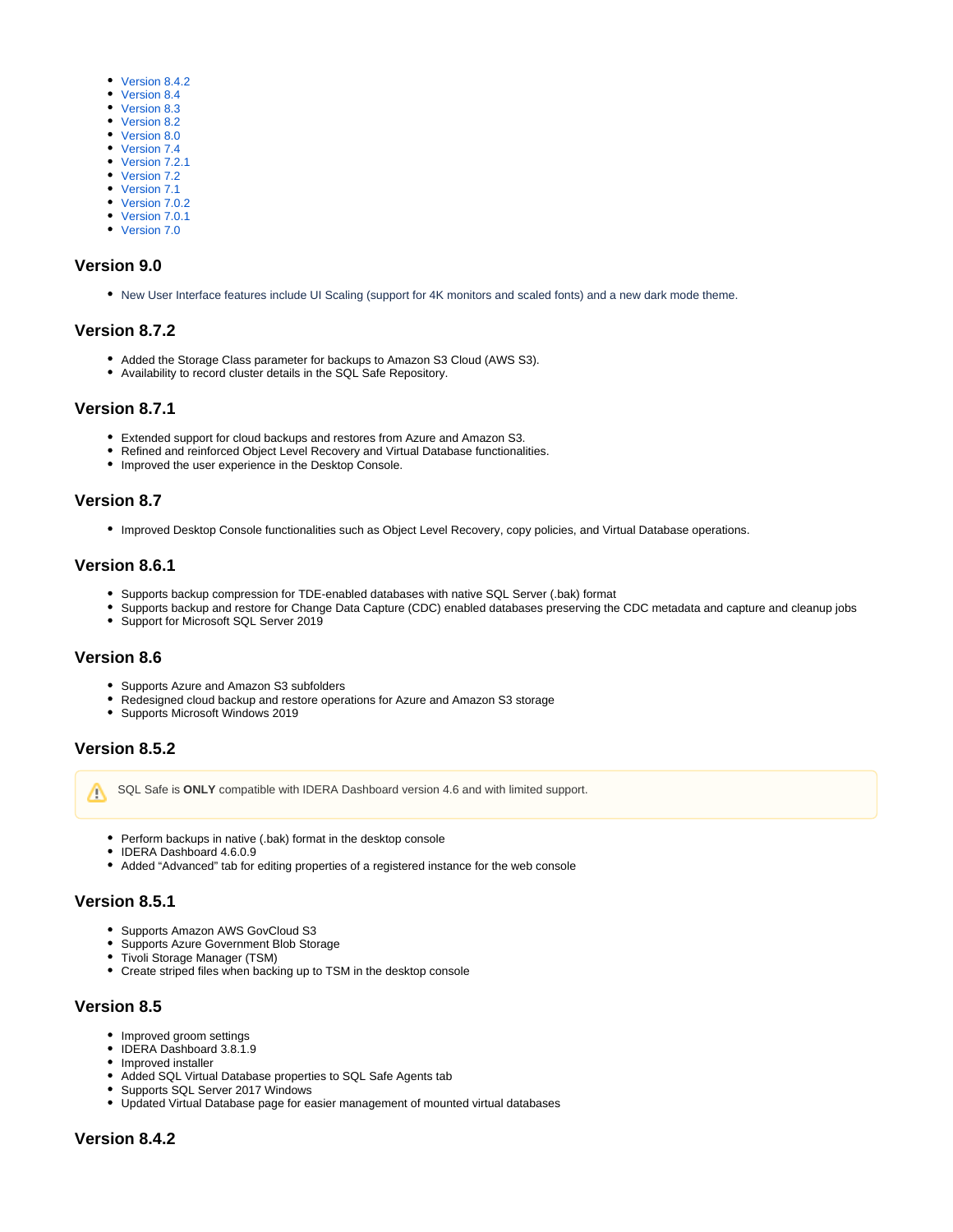- Version 8.4.2
- Version 8.4
- Version 8.3
- Version 8.2
- Version 8.0
- Version 7.4
- Version 7.2.1
- Version 7.2
- Version 7.1
- Version 7.0.2
- Version 7.0.1
- Version 7.0

### Version 9.0

- New User Interface features include UI Scaling (support for 4K monitors and scaled fonts) and a new dark mode theme.

### Version 8.7.2

- Added the Storage Class parameter for backups to Amazon S3 Cloud (AWS S3).
- Availability to record cluster details in the SQL Safe Repository.

### Version 8.7.1

- Extended support for cloud backups and restores from Azure and Amazon S3.
- Refined and reinforced Object Level Recovery and Virtual Database functionalities.
- Improved the user experience in the Desktop Console.

### Version 8.7

- Improved Desktop Console functionalities such as Object Level Recovery, copy policies, and Virtual Database operations.

### Version 8.6.1

- Supports backup compression for TDE-enabled databases with native SQL Server (.bak) format
- Supports backup and restore for Change Data Capture (CDC) enabled databases preserving the CDC metadata and capture and cleanup jobs
- Support for Microsoft SQL Server 2019

### Version 8.6

- Supports Azure and Amazon S3 subfolders
- Redesigned cloud backup and restore operations for Azure and Amazon S3 storage
- Supports Microsoft Windows 2019

### Version 8.5.2

> ⚠️ SQL Safe is **ONLY** compatible with IDERA Dashboard version 4.6 and with limited support.

- Perform backups in native (.bak) format in the desktop console
- IDERA Dashboard 4.6.0.9
- Added "Advanced" tab for editing properties of a registered instance for the web console

### Version 8.5.1

- Supports Amazon AWS GovCloud S3
- Supports Azure Government Blob Storage
- Tivoli Storage Manager (TSM)
- Create striped files when backing up to TSM in the desktop console

### Version 8.5

- Improved groom settings
- IDERA Dashboard 3.8.1.9
- Improved installer
- Added SQL Virtual Database properties to SQL Safe Agents tab
- Supports SQL Server 2017 Windows
- Updated Virtual Database page for easier management of mounted virtual databases

### Version 8.4.2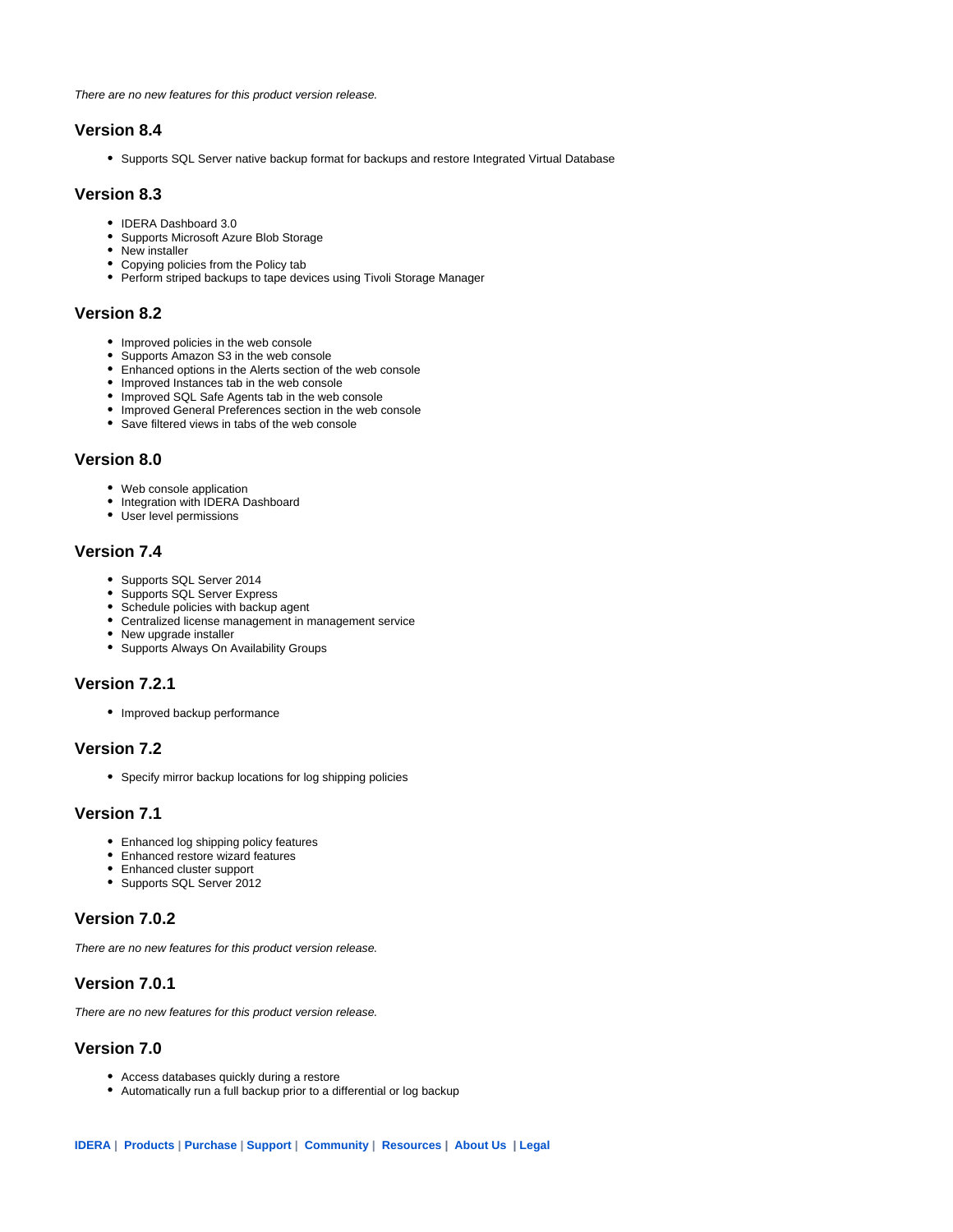*There are no new features for this product version release.*

### Version 8.4

- Supports SQL Server native backup format for backups and restore Integrated Virtual Database

### Version 8.3

- IDERA Dashboard 3.0
- Supports Microsoft Azure Blob Storage
- New installer
- Copying policies from the Policy tab
- Perform striped backups to tape devices using Tivoli Storage Manager

### Version 8.2

- Improved policies in the web console
- Supports Amazon S3 in the web console
- Enhanced options in the Alerts section of the web console
- Improved Instances tab in the web console
- Improved SQL Safe Agents tab in the web console
- Improved General Preferences section in the web console
- Save filtered views in tabs of the web console

### Version 8.0

- Web console application
- Integration with IDERA Dashboard
- User level permissions

### Version 7.4

- Supports SQL Server 2014
- Supports SQL Server Express
- Schedule policies with backup agent
- Centralized license management in management service
- New upgrade installer
- Supports Always On Availability Groups

### Version 7.2.1

- Improved backup performance

### Version 7.2

- Specify mirror backup locations for log shipping policies

### Version 7.1

- Enhanced log shipping policy features
- Enhanced restore wizard features
- Enhanced cluster support
- Supports SQL Server 2012

### Version 7.0.2

*There are no new features for this product version release.*

### Version 7.0.1

*There are no new features for this product version release.*

### Version 7.0

- Access databases quickly during a restore
- Automatically run a full backup prior to a differential or log backup

**IDERA** | **Products** | **Purchase** | **Support** | **Community** | **Resources** | **About Us** | **Legal**